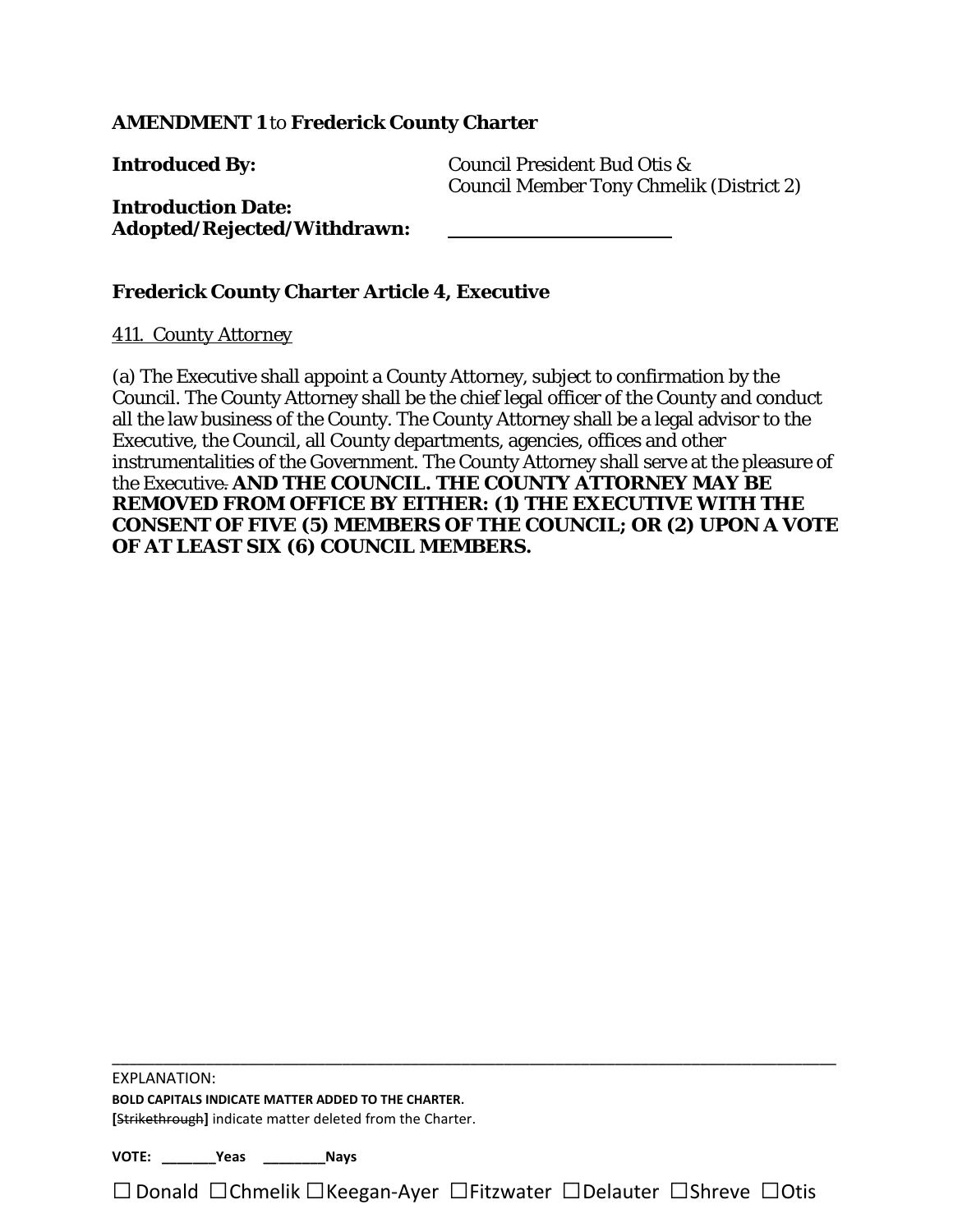**AMENDMENT 1** to **Frederick County Charter**

**Introduced By:** Council President Bud Otis & Council Member Tony Chmelik (District 2)

**Introduction Date:**

**Adopted/Rejected/Withdrawn:** ______________________

### Frederick County Charter Article 4, Executive

411. County Attorney

(a) The Executive shall appoint a County Attorney, subject to confirmation by the Council. The County Attorney shall be the chief legal officer of the County and conduct all the law business of the County. The County Attorney shall be a legal advisor to the Executive, the Council, all County departments, agencies, offices and other instrumentalities of the Government. The County Attorney shall serve at the pleasure of the Executive~~.~~ **AND THE COUNCIL. THE COUNTY ATTORNEY MAY BE REMOVED FROM OFFICE BY EITHER: (1) THE EXECUTIVE WITH THE CONSENT OF FIVE (5) MEMBERS OF THE COUNCIL; OR (2) UPON A VOTE OF AT LEAST SIX (6) COUNCIL MEMBERS.**

---

EXPLANATION:

**BOLD CAPITALS INDICATE MATTER ADDED TO THE CHARTER.**

**[**~~Strikethrough~~**]** indicate matter deleted from the Charter.

**VOTE: _______Yeas _______Nays**

☐ Donald ☐Chmelik ☐Keegan-Ayer ☐Fitzwater ☐Delauter ☐Shreve ☐Otis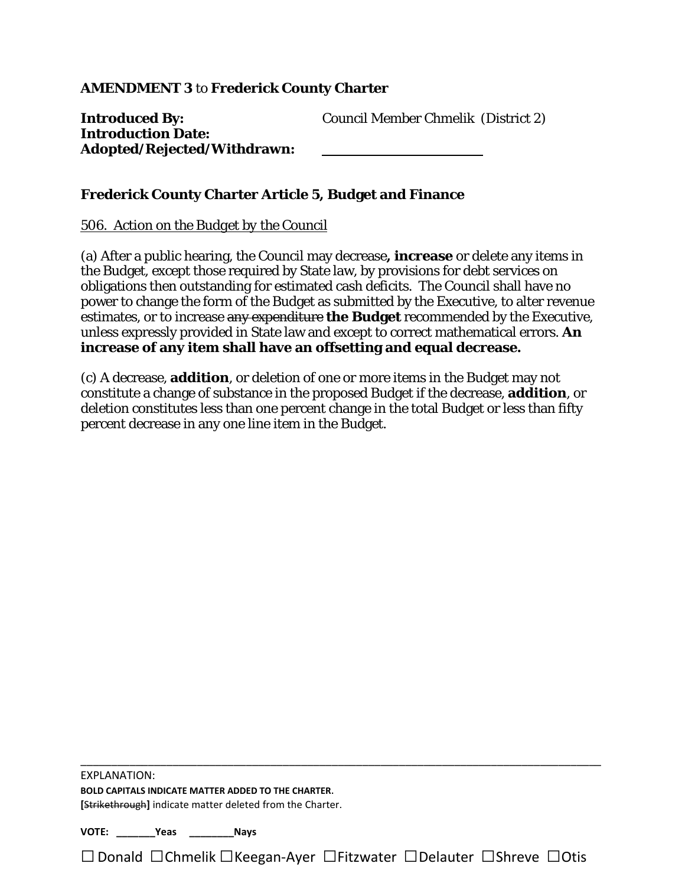**AMENDMENT 3** to **Frederick County Charter**

**Introduced By:** Council Member Chmelik (District 2)
**Introduction Date:**
**Adopted/Rejected/Withdrawn:** ______________________

**Frederick County Charter Article 5, Budget and Finance**

506. Action on the Budget by the Council

(a) After a public hearing, the Council may decrease**, increase** or delete any items in the Budget, except those required by State law, by provisions for debt services on obligations then outstanding for estimated cash deficits. The Council shall have no power to change the form of the Budget as submitted by the Executive, to alter revenue estimates, or to increase ~~any expenditure~~ **the Budget** recommended by the Executive, unless expressly provided in State law and except to correct mathematical errors. **An increase of any item shall have an offsetting and equal decrease.**

(c) A decrease, **addition**, or deletion of one or more items in the Budget may not constitute a change of substance in the proposed Budget if the decrease, **addition**, or deletion constitutes less than one percent change in the total Budget or less than fifty percent decrease in any one line item in the Budget.

---

EXPLANATION:
**BOLD CAPITALS INDICATE MATTER ADDED TO THE CHARTER.**
**[**~~Strikethrough~~**]** indicate matter deleted from the Charter.

**VOTE: _______Yeas ________Nays**

☐ Donald ☐Chmelik ☐Keegan-Ayer ☐Fitzwater ☐Delauter ☐Shreve ☐Otis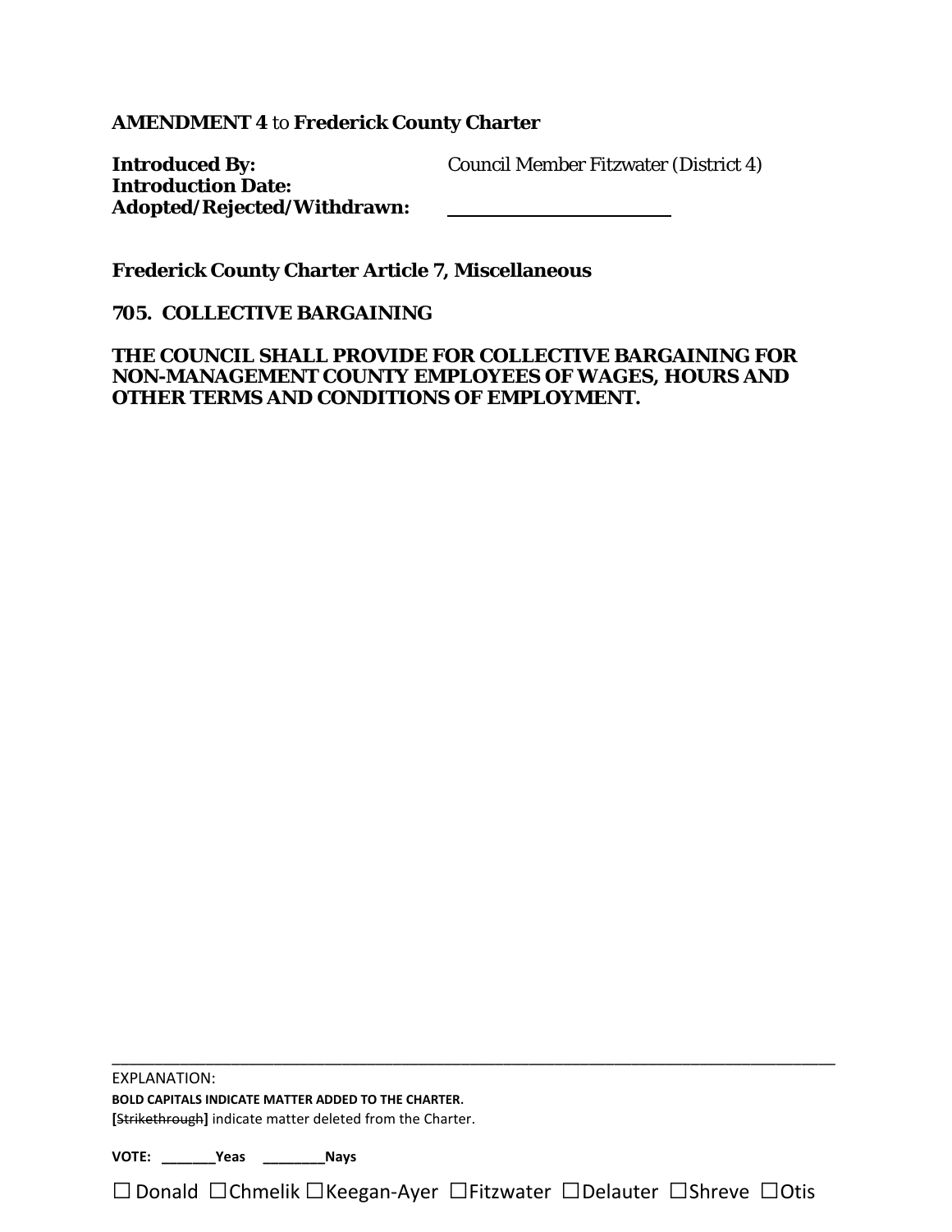**AMENDMENT 4** to **Frederick County Charter**

**Introduced By:** Council Member Fitzwater (District 4)
**Introduction Date:**
**Adopted/Rejected/Withdrawn:** ______________________

**Frederick County Charter Article 7, Miscellaneous**

**705. COLLECTIVE BARGAINING**

**THE COUNCIL SHALL PROVIDE FOR COLLECTIVE BARGAINING FOR NON-MANAGEMENT COUNTY EMPLOYEES OF WAGES, HOURS AND OTHER TERMS AND CONDITIONS OF EMPLOYMENT.**

---

EXPLANATION:
**BOLD CAPITALS INDICATE MATTER ADDED TO THE CHARTER.**
**[**~~Strikethrough~~**]** indicate matter deleted from the Charter.

**VOTE: _______Yeas ________Nays**

☐ Donald ☐Chmelik ☐Keegan-Ayer ☐Fitzwater ☐Delauter ☐Shreve ☐Otis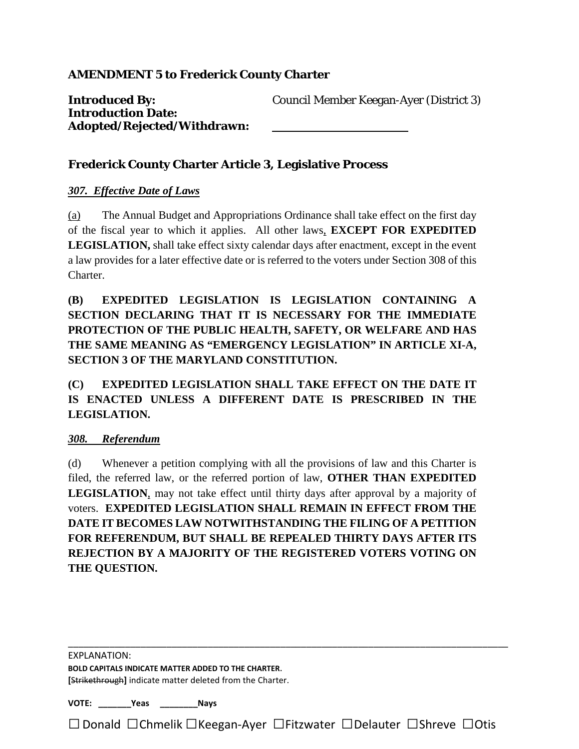**AMENDMENT 5 to Frederick County Charter**

**Introduced By:** Council Member Keegan-Ayer (District 3)
**Introduction Date:**
**Adopted/Rejected/Withdrawn:** ______________________

### Frederick County Charter Article 3, Legislative Process

***307. Effective Date of Laws***

(a) The Annual Budget and Appropriations Ordinance shall take effect on the first day of the fiscal year to which it applies. All other laws, **EXCEPT FOR EXPEDITED LEGISLATION,** shall take effect sixty calendar days after enactment, except in the event a law provides for a later effective date or is referred to the voters under Section 308 of this Charter.

**(B) EXPEDITED LEGISLATION IS LEGISLATION CONTAINING A SECTION DECLARING THAT IT IS NECESSARY FOR THE IMMEDIATE PROTECTION OF THE PUBLIC HEALTH, SAFETY, OR WELFARE AND HAS THE SAME MEANING AS "EMERGENCY LEGISLATION" IN ARTICLE XI-A, SECTION 3 OF THE MARYLAND CONSTITUTION.**

**(C) EXPEDITED LEGISLATION SHALL TAKE EFFECT ON THE DATE IT IS ENACTED UNLESS A DIFFERENT DATE IS PRESCRIBED IN THE LEGISLATION.**

***308. Referendum***

(d) Whenever a petition complying with all the provisions of law and this Charter is filed, the referred law, or the referred portion of law, **OTHER THAN EXPEDITED LEGISLATION**, may not take effect until thirty days after approval by a majority of voters. **EXPEDITED LEGISLATION SHALL REMAIN IN EFFECT FROM THE DATE IT BECOMES LAW NOTWITHSTANDING THE FILING OF A PETITION FOR REFERENDUM, BUT SHALL BE REPEALED THIRTY DAYS AFTER ITS REJECTION BY A MAJORITY OF THE REGISTERED VOTERS VOTING ON THE QUESTION.**

---

EXPLANATION:
**BOLD CAPITALS INDICATE MATTER ADDED TO THE CHARTER.**
**[**~~Strikethrough~~**]** indicate matter deleted from the Charter.

**VOTE: _______Yeas ________Nays**

☐ Donald ☐Chmelik ☐Keegan-Ayer ☐Fitzwater ☐Delauter ☐Shreve ☐Otis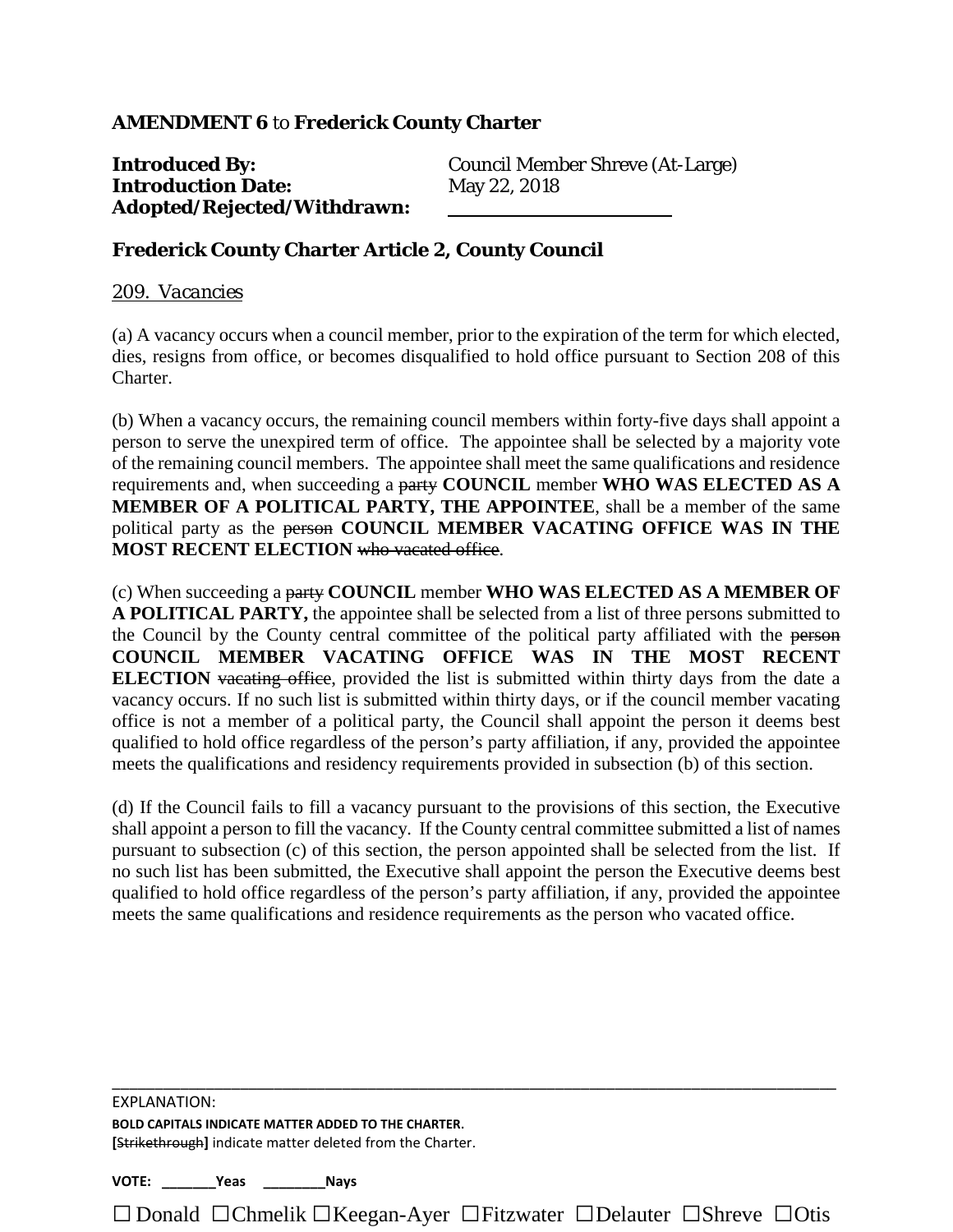**AMENDMENT 6** to **Frederick County Charter**

**Introduced By:** Council Member Shreve (At-Large)
**Introduction Date:** May 22, 2018
**Adopted/Rejected/Withdrawn:** ______________________

**Frederick County Charter Article 2, County Council**

*209. Vacancies*

(a) A vacancy occurs when a council member, prior to the expiration of the term for which elected, dies, resigns from office, or becomes disqualified to hold office pursuant to Section 208 of this Charter.

(b) When a vacancy occurs, the remaining council members within forty-five days shall appoint a person to serve the unexpired term of office. The appointee shall be selected by a majority vote of the remaining council members. The appointee shall meet the same qualifications and residence requirements and, when succeeding a ~~party~~ **COUNCIL** member **WHO WAS ELECTED AS A MEMBER OF A POLITICAL PARTY, THE APPOINTEE**, shall be a member of the same political party as the ~~person~~ **COUNCIL MEMBER VACATING OFFICE WAS IN THE MOST RECENT ELECTION** ~~who vacated office~~.

(c) When succeeding a ~~party~~ **COUNCIL** member **WHO WAS ELECTED AS A MEMBER OF A POLITICAL PARTY,** the appointee shall be selected from a list of three persons submitted to the Council by the County central committee of the political party affiliated with the ~~person~~ **COUNCIL MEMBER VACATING OFFICE WAS IN THE MOST RECENT ELECTION** ~~vacating office~~, provided the list is submitted within thirty days from the date a vacancy occurs. If no such list is submitted within thirty days, or if the council member vacating office is not a member of a political party, the Council shall appoint the person it deems best qualified to hold office regardless of the person's party affiliation, if any, provided the appointee meets the qualifications and residency requirements provided in subsection (b) of this section.

(d) If the Council fails to fill a vacancy pursuant to the provisions of this section, the Executive shall appoint a person to fill the vacancy. If the County central committee submitted a list of names pursuant to subsection (c) of this section, the person appointed shall be selected from the list. If no such list has been submitted, the Executive shall appoint the person the Executive deems best qualified to hold office regardless of the person's party affiliation, if any, provided the appointee meets the same qualifications and residence requirements as the person who vacated office.

---

EXPLANATION:
**BOLD CAPITALS INDICATE MATTER ADDED TO THE CHARTER.**
**[**~~Strikethrough~~**]** indicate matter deleted from the Charter.

**VOTE: _______Yeas ________Nays**

☐ Donald ☐Chmelik ☐Keegan-Ayer ☐Fitzwater ☐Delauter ☐Shreve ☐Otis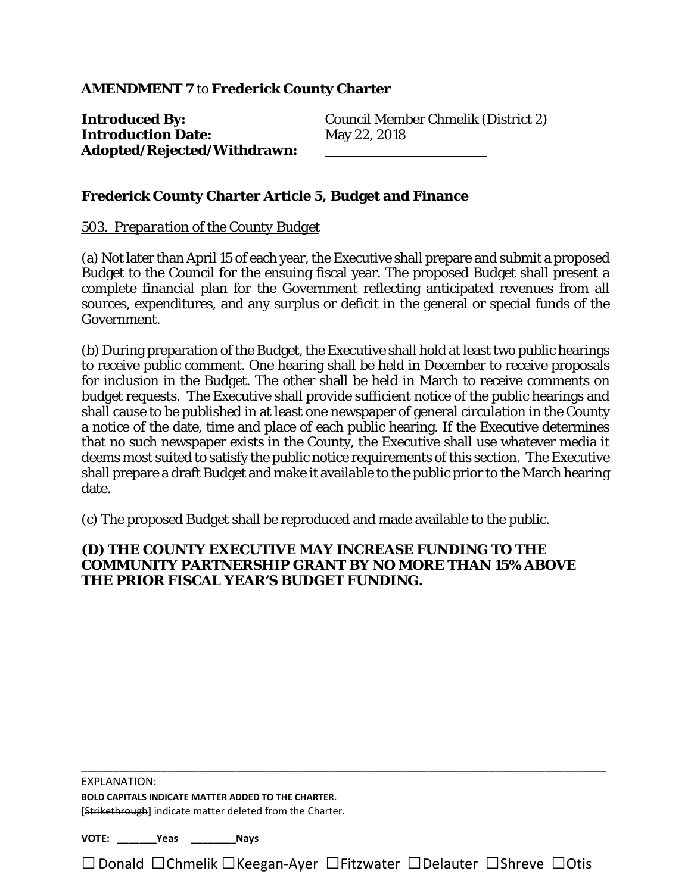**AMENDMENT 7** to **Frederick County Charter**

**Introduced By:** Council Member Chmelik (District 2)
**Introduction Date:** May 22, 2018
**Adopted/Rejected/Withdrawn:** ____________________

**Frederick County Charter Article 5, Budget and Finance**

*503. Preparation of the County Budget*

(a) Not later than April 15 of each year, the Executive shall prepare and submit a proposed Budget to the Council for the ensuing fiscal year. The proposed Budget shall present a complete financial plan for the Government reflecting anticipated revenues from all sources, expenditures, and any surplus or deficit in the general or special funds of the Government.

(b) During preparation of the Budget, the Executive shall hold at least two public hearings to receive public comment. One hearing shall be held in December to receive proposals for inclusion in the Budget. The other shall be held in March to receive comments on budget requests. The Executive shall provide sufficient notice of the public hearings and shall cause to be published in at least one newspaper of general circulation in the County a notice of the date, time and place of each public hearing. If the Executive determines that no such newspaper exists in the County, the Executive shall use whatever media it deems most suited to satisfy the public notice requirements of this section. The Executive shall prepare a draft Budget and make it available to the public prior to the March hearing date.

(c) The proposed Budget shall be reproduced and made available to the public.

**(D) THE COUNTY EXECUTIVE MAY INCREASE FUNDING TO THE COMMUNITY PARTNERSHIP GRANT BY NO MORE THAN 15% ABOVE THE PRIOR FISCAL YEAR'S BUDGET FUNDING.**

---

EXPLANATION:
**BOLD CAPITALS INDICATE MATTER ADDED TO THE CHARTER.**
**[**~~Strikethrough~~**]** indicate matter deleted from the Charter.

**VOTE: _______Yeas ________Nays**

☐ Donald ☐ Chmelik ☐ Keegan-Ayer ☐ Fitzwater ☐ Delauter ☐ Shreve ☐ Otis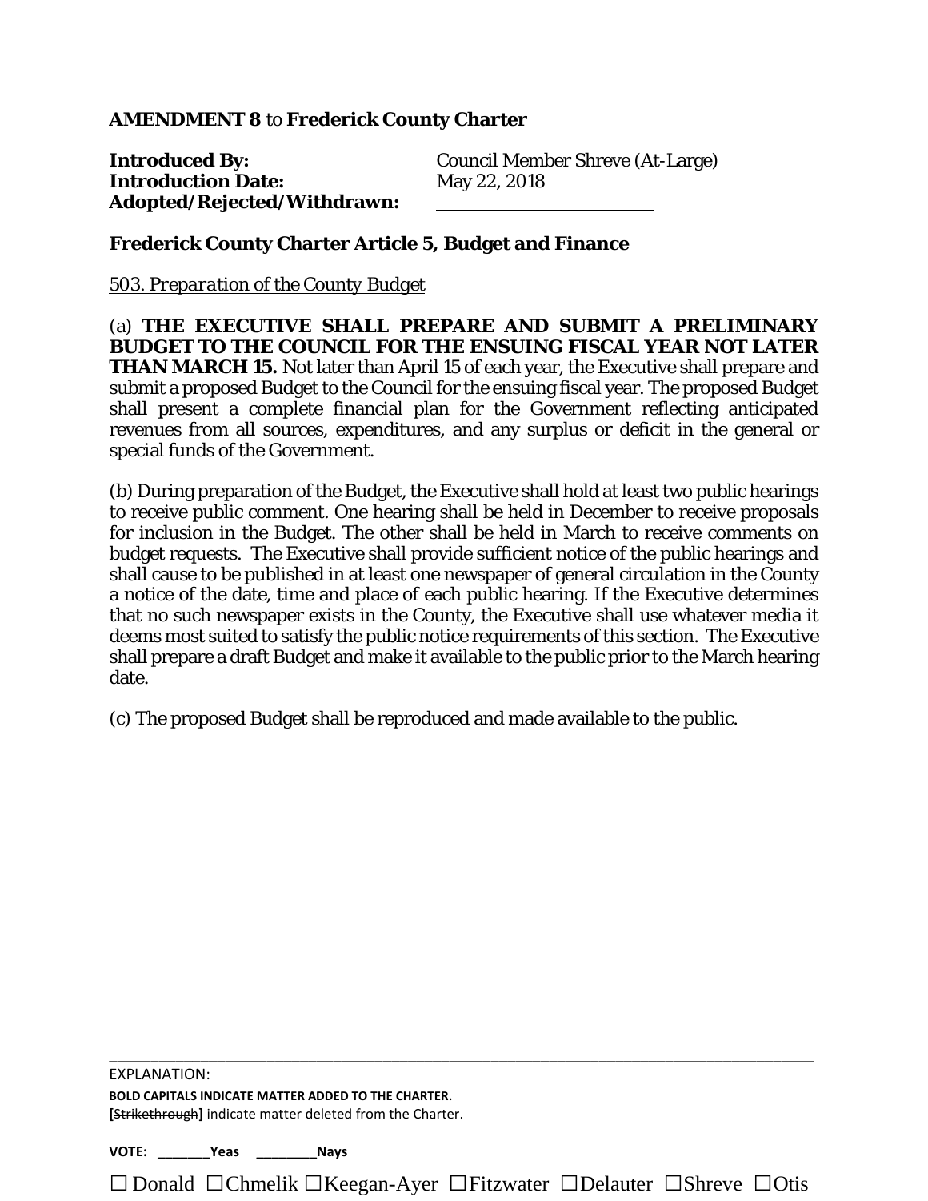**AMENDMENT 8** to **Frederick County Charter**

**Introduced By:** Council Member Shreve (At-Large)
**Introduction Date:** May 22, 2018
**Adopted/Rejected/Withdrawn:** ______________________

**Frederick County Charter Article 5, Budget and Finance**

*503. Preparation of the County Budget*

(a) **THE EXECUTIVE SHALL PREPARE AND SUBMIT A PRELIMINARY BUDGET TO THE COUNCIL FOR THE ENSUING FISCAL YEAR NOT LATER THAN MARCH 15.** Not later than April 15 of each year, the Executive shall prepare and submit a proposed Budget to the Council for the ensuing fiscal year. The proposed Budget shall present a complete financial plan for the Government reflecting anticipated revenues from all sources, expenditures, and any surplus or deficit in the general or special funds of the Government.

(b) During preparation of the Budget, the Executive shall hold at least two public hearings to receive public comment. One hearing shall be held in December to receive proposals for inclusion in the Budget. The other shall be held in March to receive comments on budget requests. The Executive shall provide sufficient notice of the public hearings and shall cause to be published in at least one newspaper of general circulation in the County a notice of the date, time and place of each public hearing. If the Executive determines that no such newspaper exists in the County, the Executive shall use whatever media it deems most suited to satisfy the public notice requirements of this section. The Executive shall prepare a draft Budget and make it available to the public prior to the March hearing date.

(c) The proposed Budget shall be reproduced and made available to the public.

---

EXPLANATION:

**BOLD CAPITALS INDICATE MATTER ADDED TO THE CHARTER.**

**[**~~Strikethrough~~**]** indicate matter deleted from the Charter.

**VOTE: ________Yeas ________Nays**

☐ Donald ☐Chmelik ☐Keegan-Ayer ☐Fitzwater ☐Delauter ☐Shreve ☐Otis